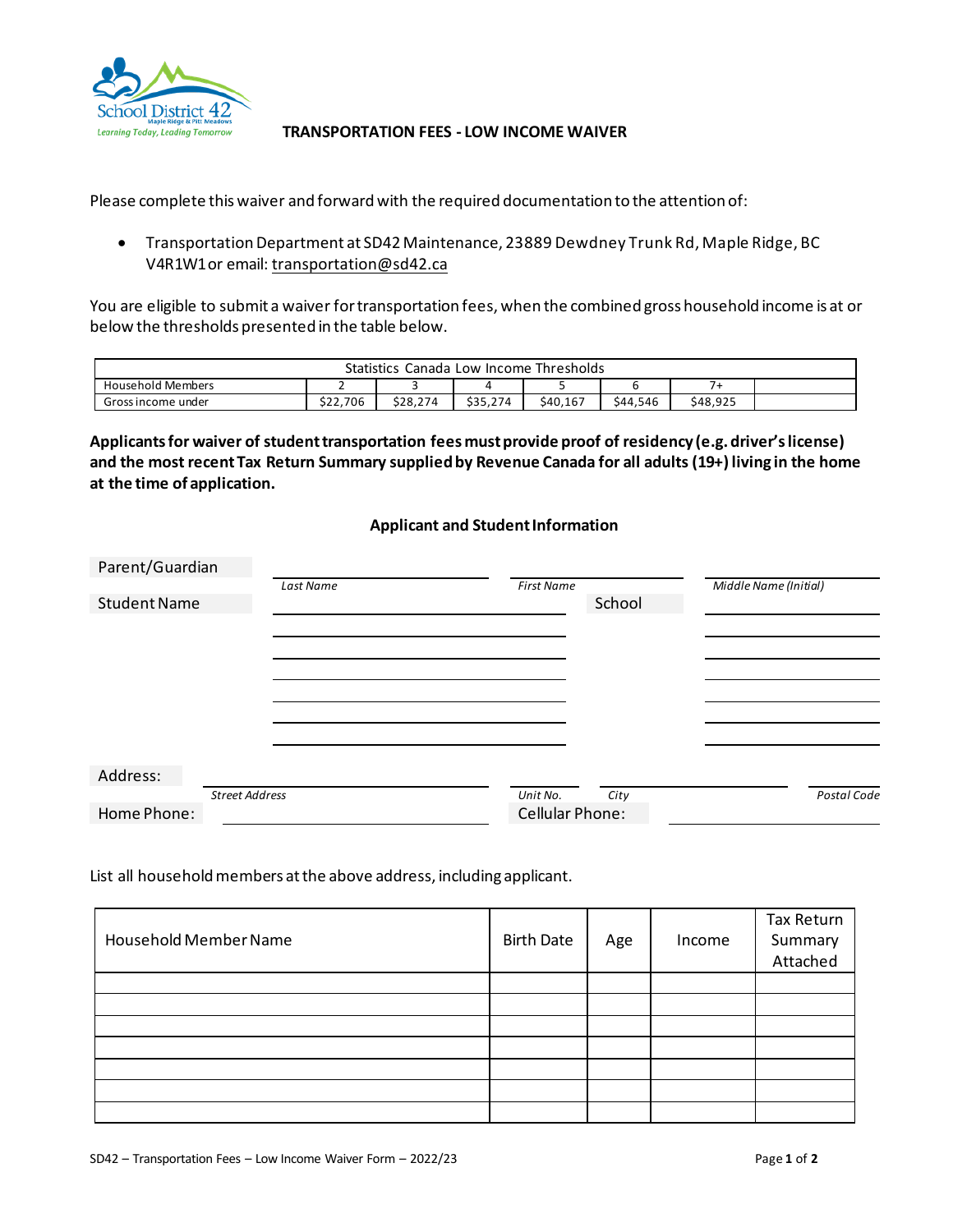School District 42
Maple Ridge & Pitt Meadows
Learning Today, Leading Tomorrow

# TRANSPORTATION FEES - LOW INCOME WAIVER

Please complete this waiver and forward with the required documentation to the attention of:

- Transportation Department at SD42 Maintenance, 23889 Dewdney Trunk Rd, Maple Ridge, BC V4R1W1 or email: transportation@sd42.ca

You are eligible to submit a waiver for transportation fees, when the combined gross household income is at or below the thresholds presented in the table below.

| Statistics Canada Low Income Thresholds | | | | | | | |
|---|---|---|---|---|---|---|---|
| Household Members | 2 | 3 | 4 | 5 | 6 | 7+ | |
| Gross income under | $22,706 | $28,274 | $35,274 | $40,167 | $44,546 | $48,925 | |

**Applicants for waiver of student transportation fees must provide proof of residency (e.g. driver's license) and the most recent Tax Return Summary supplied by Revenue Canada for all adults (19+) living in the home at the time of application.**

## Applicant and Student Information

Parent/Guardian ______________________ ______________________ ______________________
*Last Name* *First Name* *Middle Name (Initial)*

Student Name ______________________ School ______________________

______________________ ______________________

______________________ ______________________

______________________ ______________________

______________________ ______________________

______________________ ______________________

______________________ ______________________

Address: ______________________ __________ ______________________ __________
*Street Address* *Unit No.* *City* *Postal Code*

Home Phone: ______________________ Cellular Phone: ______________________

List all household members at the above address, including applicant.

| Household Member Name | Birth Date | Age | Income | Tax Return Summary Attached |
|---|---|---|---|---|
| | | | | |
| | | | | |
| | | | | |
| | | | | |
| | | | | |
| | | | | |
| | | | | |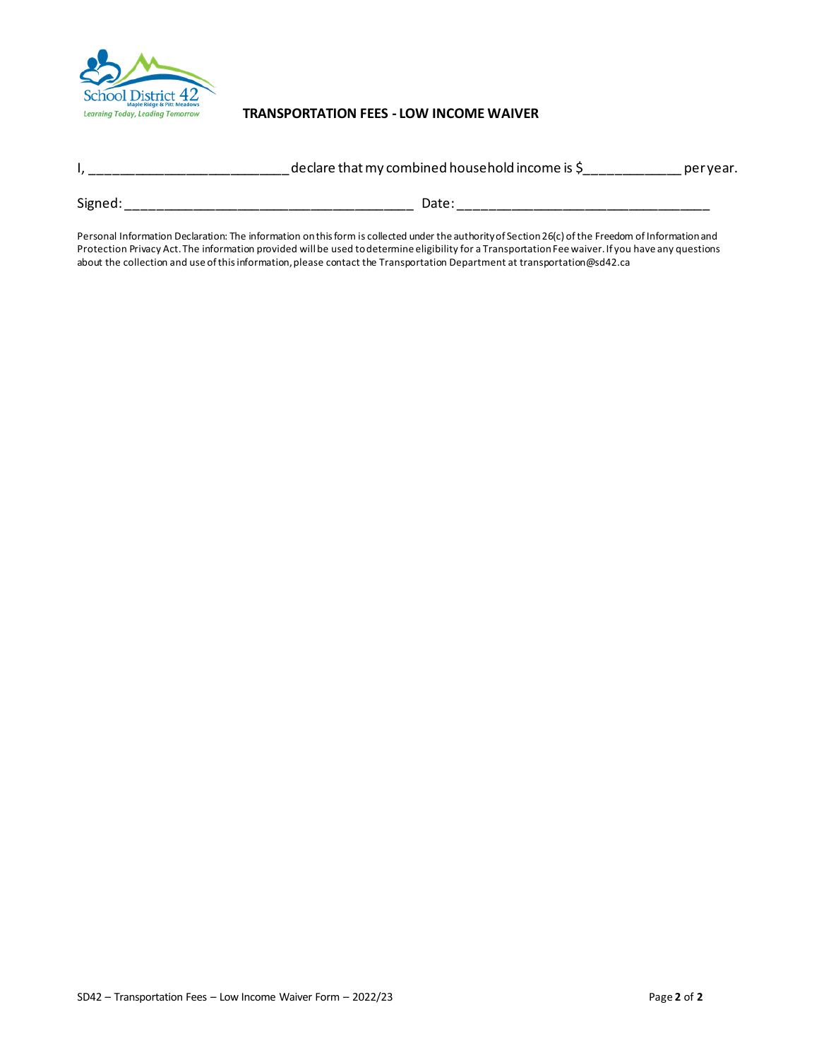**TRANSPORTATION FEES - LOW INCOME WAIVER**

I, __________________________ declare that my combined household income is $_____________ per year.

Signed: ______________________________________ Date: _________________________________

Personal Information Declaration: The information on this form is collected under the authority of Section 26(c) of the Freedom of Information and Protection Privacy Act. The information provided will be used to determine eligibility for a Transportation Fee waiver. If you have any questions about the collection and use of this information, please contact the Transportation Department at transportation@sd42.ca